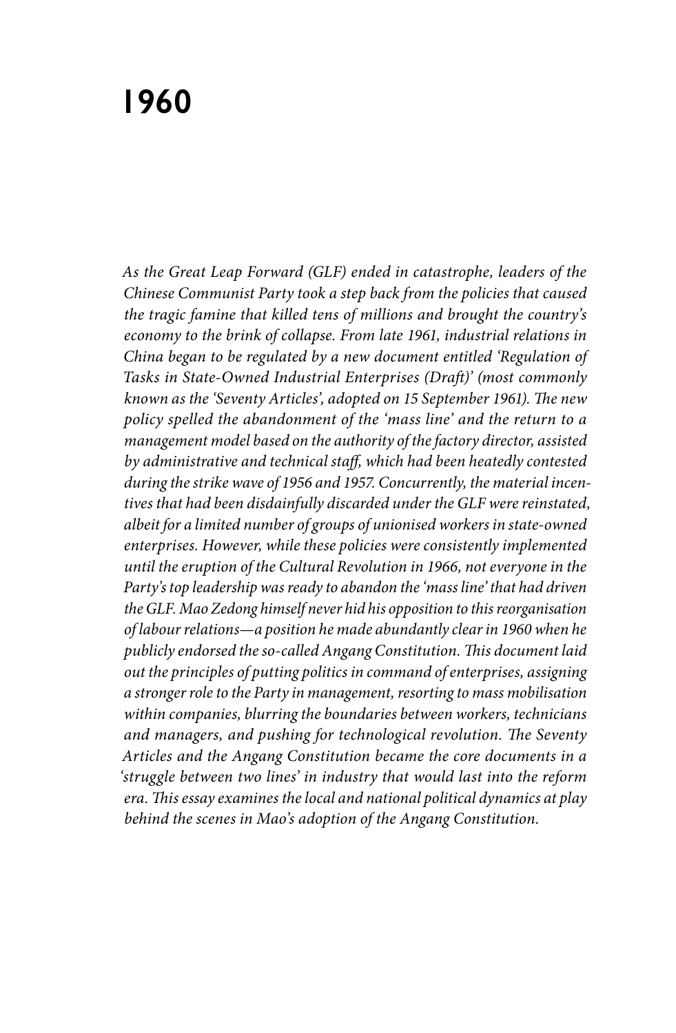# 1960

*As the Great Leap Forward (GLF) ended in catastrophe, leaders of the Chinese Communist Party took a step back from the policies that caused the tragic famine that killed tens of millions and brought the country's economy to the brink of collapse. From late 1961, industrial relations in China began to be regulated by a new document entitled 'Regulation of Tasks in State-Owned Industrial Enterprises (Draft)' (most commonly known as the 'Seventy Articles', adopted on 15 September 1961). The new policy spelled the abandonment of the 'mass line' and the return to a management model based on the authority of the factory director, assisted by administrative and technical staff, which had been heatedly contested during the strike wave of 1956 and 1957. Concurrently, the material incentives that had been disdainfully discarded under the GLF were reinstated, albeit for a limited number of groups of unionised workers in state-owned enterprises. However, while these policies were consistently implemented until the eruption of the Cultural Revolution in 1966, not everyone in the Party's top leadership was ready to abandon the 'mass line' that had driven the GLF. Mao Zedong himself never hid his opposition to this reorganisation of labour relations—a position he made abundantly clear in 1960 when he publicly endorsed the so-called Angang Constitution. This document laid out the principles of putting politics in command of enterprises, assigning a stronger role to the Party in management, resorting to mass mobilisation within companies, blurring the boundaries between workers, technicians and managers, and pushing for technological revolution. The Seventy Articles and the Angang Constitution became the core documents in a 'struggle between two lines' in industry that would last into the reform era. This essay examines the local and national political dynamics at play behind the scenes in Mao's adoption of the Angang Constitution.*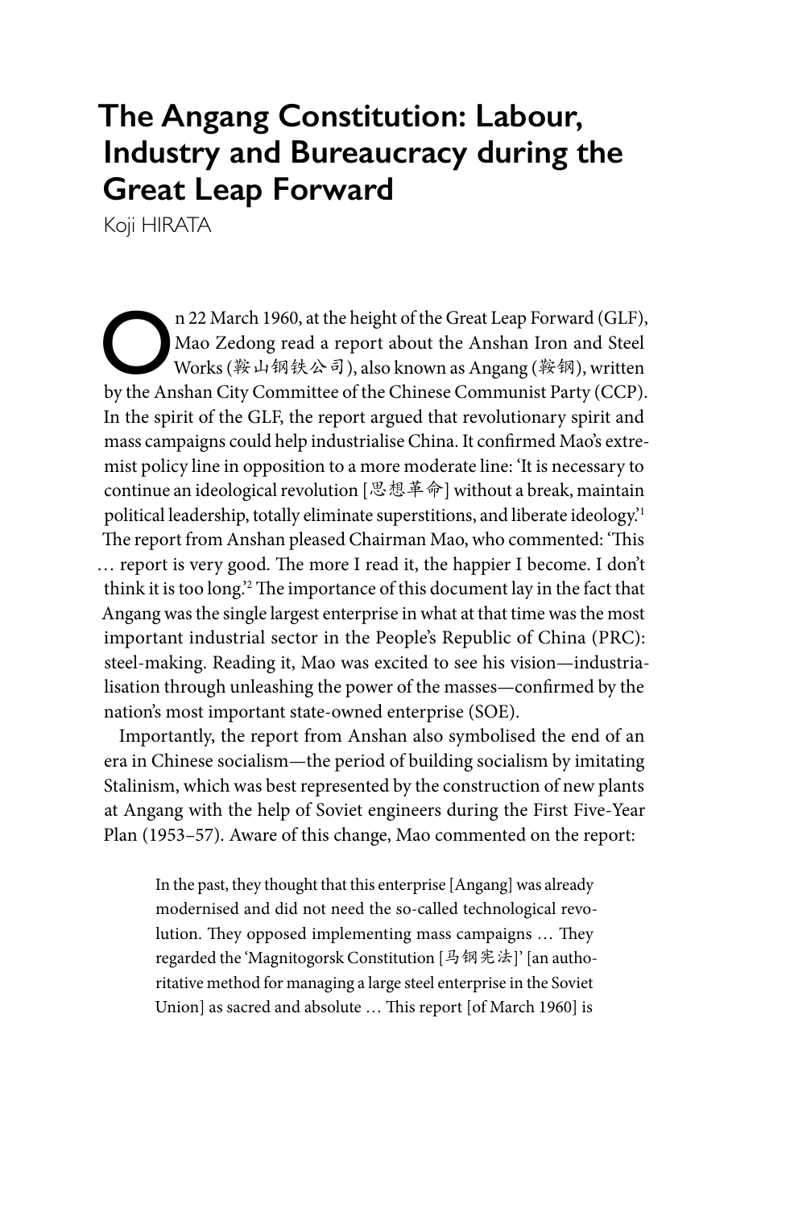# The Angang Constitution: Labour, Industry and Bureaucracy during the Great Leap Forward

Koji HIRATA

On 22 March 1960, at the height of the Great Leap Forward (GLF), Mao Zedong read a report about the Anshan Iron and Steel Works (鞍山钢铁公司), also known as Angang (鞍钢), written by the Anshan City Committee of the Chinese Communist Party (CCP). In the spirit of the GLF, the report argued that revolutionary spirit and mass campaigns could help industrialise China. It confirmed Mao's extremist policy line in opposition to a more moderate line: 'It is necessary to continue an ideological revolution [思想革命] without a break, maintain political leadership, totally eliminate superstitions, and liberate ideology.'[1] The report from Anshan pleased Chairman Mao, who commented: 'This … report is very good. The more I read it, the happier I become. I don't think it is too long.'[2] The importance of this document lay in the fact that Angang was the single largest enterprise in what at that time was the most important industrial sector in the People's Republic of China (PRC): steel-making. Reading it, Mao was excited to see his vision—industrialisation through unleashing the power of the masses—confirmed by the nation's most important state-owned enterprise (SOE).

Importantly, the report from Anshan also symbolised the end of an era in Chinese socialism—the period of building socialism by imitating Stalinism, which was best represented by the construction of new plants at Angang with the help of Soviet engineers during the First Five-Year Plan (1953–57). Aware of this change, Mao commented on the report:

> In the past, they thought that this enterprise [Angang] was already modernised and did not need the so-called technological revolution. They opposed implementing mass campaigns … They regarded the 'Magnitogorsk Constitution [马钢宪法]' [an authoritative method for managing a large steel enterprise in the Soviet Union] as sacred and absolute … This report [of March 1960] is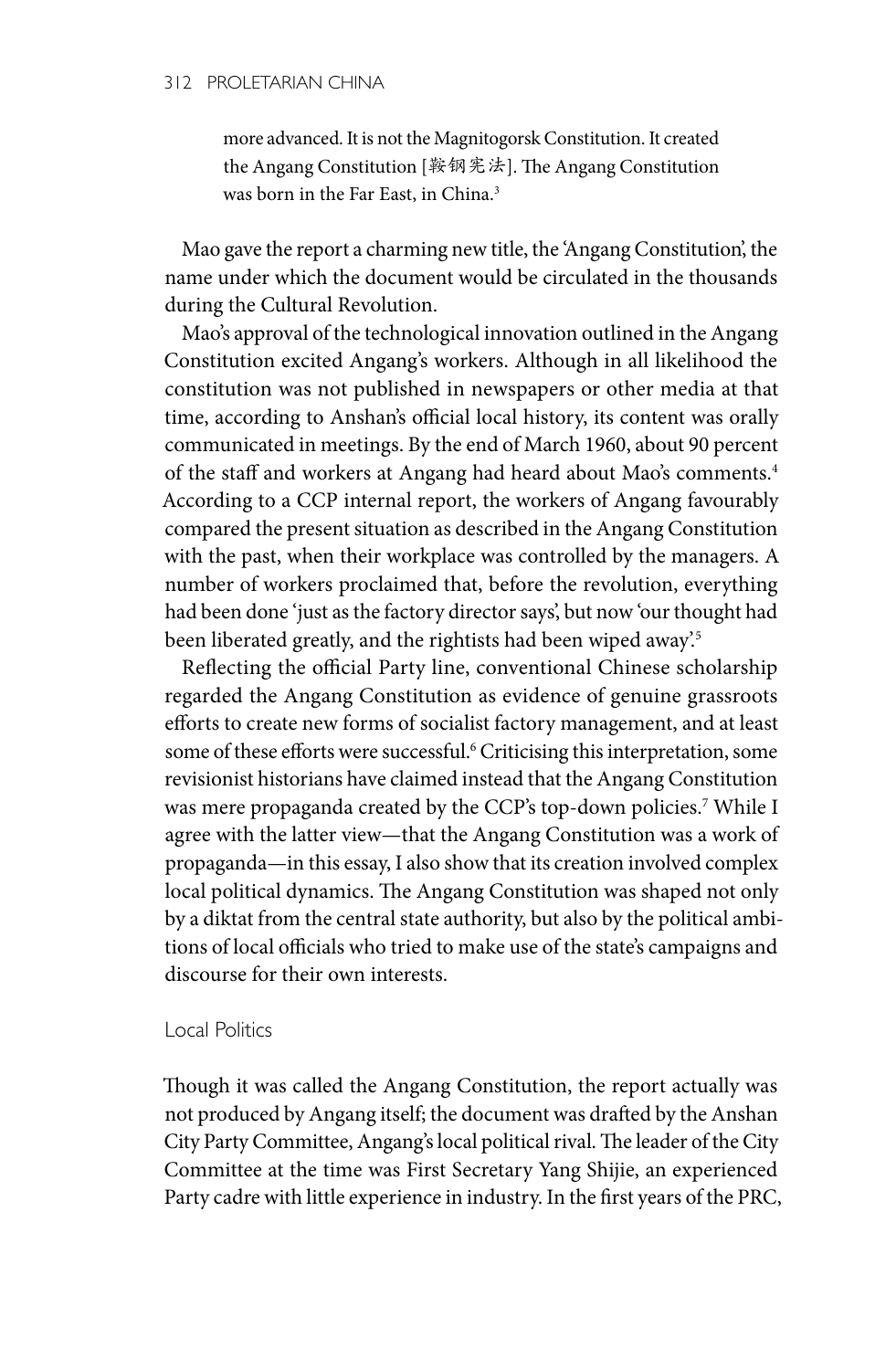> more advanced. It is not the Magnitogorsk Constitution. It created the Angang Constitution [鞍钢宪法]. The Angang Constitution was born in the Far East, in China.[3]

Mao gave the report a charming new title, the 'Angang Constitution', the name under which the document would be circulated in the thousands during the Cultural Revolution.

Mao's approval of the technological innovation outlined in the Angang Constitution excited Angang's workers. Although in all likelihood the constitution was not published in newspapers or other media at that time, according to Anshan's official local history, its content was orally communicated in meetings. By the end of March 1960, about 90 percent of the staff and workers at Angang had heard about Mao's comments.[4] According to a CCP internal report, the workers of Angang favourably compared the present situation as described in the Angang Constitution with the past, when their workplace was controlled by the managers. A number of workers proclaimed that, before the revolution, everything had been done 'just as the factory director says', but now 'our thought had been liberated greatly, and the rightists had been wiped away'.[5]

Reflecting the official Party line, conventional Chinese scholarship regarded the Angang Constitution as evidence of genuine grassroots efforts to create new forms of socialist factory management, and at least some of these efforts were successful.[6] Criticising this interpretation, some revisionist historians have claimed instead that the Angang Constitution was mere propaganda created by the CCP's top-down policies.[7] While I agree with the latter view—that the Angang Constitution was a work of propaganda—in this essay, I also show that its creation involved complex local political dynamics. The Angang Constitution was shaped not only by a diktat from the central state authority, but also by the political ambitions of local officials who tried to make use of the state's campaigns and discourse for their own interests.

## Local Politics

Though it was called the Angang Constitution, the report actually was not produced by Angang itself; the document was drafted by the Anshan City Party Committee, Angang's local political rival. The leader of the City Committee at the time was First Secretary Yang Shijie, an experienced Party cadre with little experience in industry. In the first years of the PRC,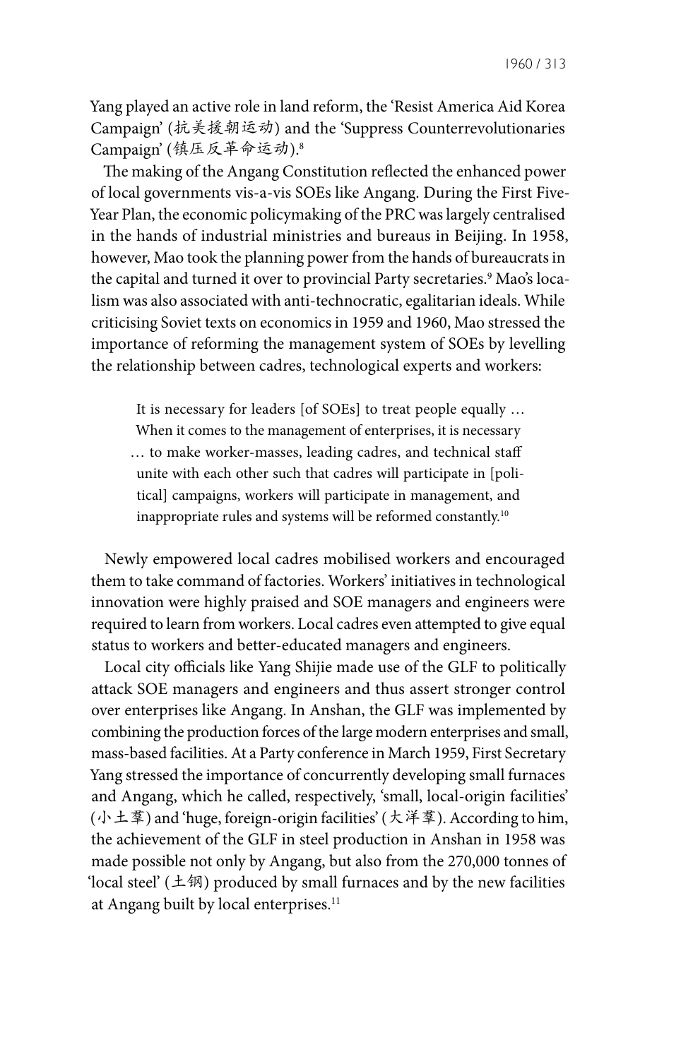Yang played an active role in land reform, the 'Resist America Aid Korea Campaign' (抗美援朝运动) and the 'Suppress Counterrevolutionaries Campaign' (镇压反革命运动).[8]

The making of the Angang Constitution reflected the enhanced power of local governments vis-a-vis SOEs like Angang. During the First Five-Year Plan, the economic policymaking of the PRC was largely centralised in the hands of industrial ministries and bureaus in Beijing. In 1958, however, Mao took the planning power from the hands of bureaucrats in the capital and turned it over to provincial Party secretaries.[9] Mao's localism was also associated with anti-technocratic, egalitarian ideals. While criticising Soviet texts on economics in 1959 and 1960, Mao stressed the importance of reforming the management system of SOEs by levelling the relationship between cadres, technological experts and workers:

> It is necessary for leaders [of SOEs] to treat people equally … When it comes to the management of enterprises, it is necessary … to make worker-masses, leading cadres, and technical staff unite with each other such that cadres will participate in [political] campaigns, workers will participate in management, and inappropriate rules and systems will be reformed constantly.[10]

Newly empowered local cadres mobilised workers and encouraged them to take command of factories. Workers' initiatives in technological innovation were highly praised and SOE managers and engineers were required to learn from workers. Local cadres even attempted to give equal status to workers and better-educated managers and engineers.

Local city officials like Yang Shijie made use of the GLF to politically attack SOE managers and engineers and thus assert stronger control over enterprises like Angang. In Anshan, the GLF was implemented by combining the production forces of the large modern enterprises and small, mass-based facilities. At a Party conference in March 1959, First Secretary Yang stressed the importance of concurrently developing small furnaces and Angang, which he called, respectively, 'small, local-origin facilities' (小土群) and 'huge, foreign-origin facilities' (大洋群). According to him, the achievement of the GLF in steel production in Anshan in 1958 was made possible not only by Angang, but also from the 270,000 tonnes of 'local steel' (土钢) produced by small furnaces and by the new facilities at Angang built by local enterprises.[11]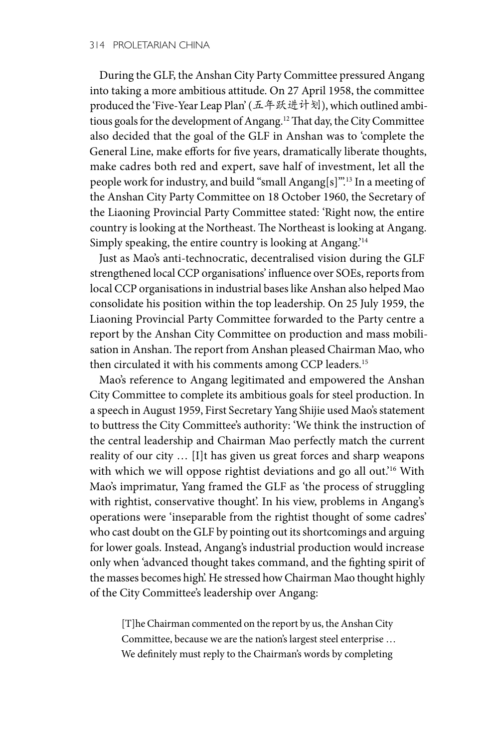During the GLF, the Anshan City Party Committee pressured Angang into taking a more ambitious attitude. On 27 April 1958, the committee produced the 'Five-Year Leap Plan' (五年跃进计划), which outlined ambitious goals for the development of Angang.[12] That day, the City Committee also decided that the goal of the GLF in Anshan was to 'complete the General Line, make efforts for five years, dramatically liberate thoughts, make cadres both red and expert, save half of investment, let all the people work for industry, and build "small Angang[s]"'.[13] In a meeting of the Anshan City Party Committee on 18 October 1960, the Secretary of the Liaoning Provincial Party Committee stated: 'Right now, the entire country is looking at the Northeast. The Northeast is looking at Angang. Simply speaking, the entire country is looking at Angang.'[14]

Just as Mao's anti-technocratic, decentralised vision during the GLF strengthened local CCP organisations' influence over SOEs, reports from local CCP organisations in industrial bases like Anshan also helped Mao consolidate his position within the top leadership. On 25 July 1959, the Liaoning Provincial Party Committee forwarded to the Party centre a report by the Anshan City Committee on production and mass mobilisation in Anshan. The report from Anshan pleased Chairman Mao, who then circulated it with his comments among CCP leaders.[15]

Mao's reference to Angang legitimated and empowered the Anshan City Committee to complete its ambitious goals for steel production. In a speech in August 1959, First Secretary Yang Shijie used Mao's statement to buttress the City Committee's authority: 'We think the instruction of the central leadership and Chairman Mao perfectly match the current reality of our city … [I]t has given us great forces and sharp weapons with which we will oppose rightist deviations and go all out.'[16] With Mao's imprimatur, Yang framed the GLF as 'the process of struggling with rightist, conservative thought'. In his view, problems in Angang's operations were 'inseparable from the rightist thought of some cadres' who cast doubt on the GLF by pointing out its shortcomings and arguing for lower goals. Instead, Angang's industrial production would increase only when 'advanced thought takes command, and the fighting spirit of the masses becomes high'. He stressed how Chairman Mao thought highly of the City Committee's leadership over Angang:

> [T]he Chairman commented on the report by us, the Anshan City Committee, because we are the nation's largest steel enterprise … We definitely must reply to the Chairman's words by completing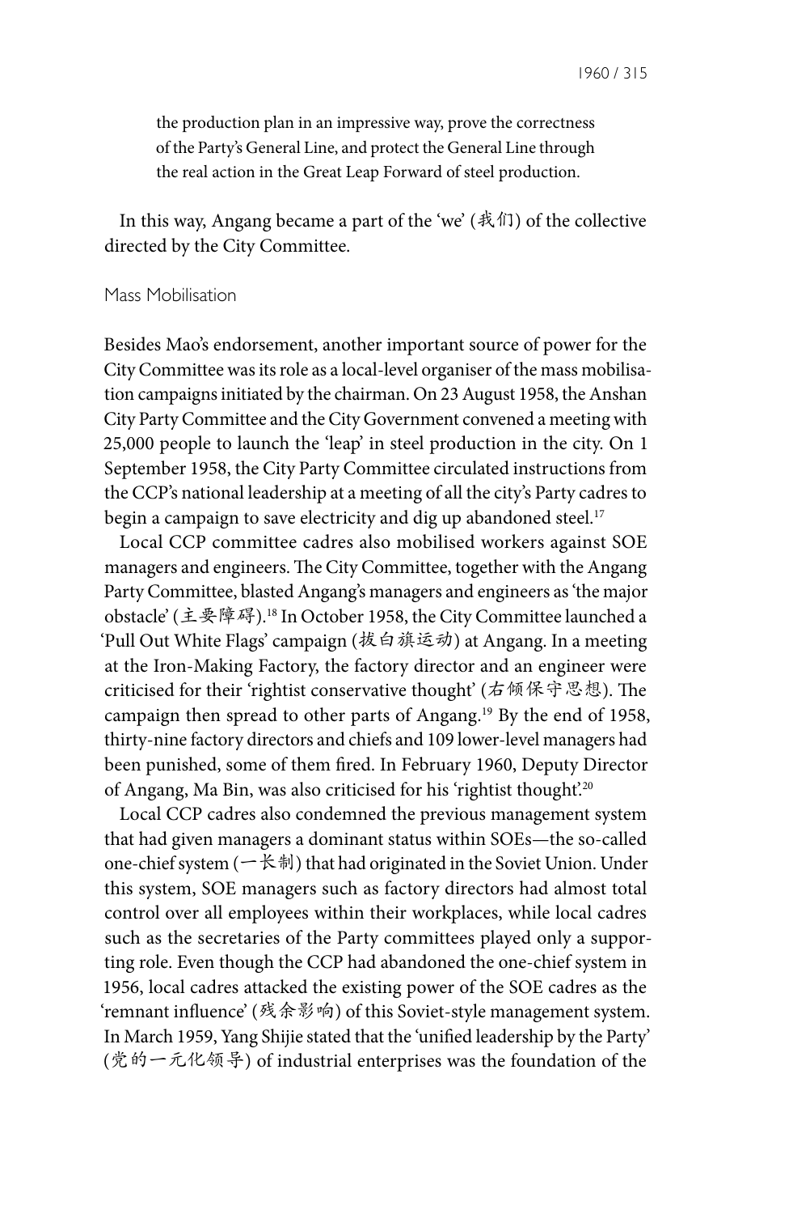> the production plan in an impressive way, prove the correctness of the Party's General Line, and protect the General Line through the real action in the Great Leap Forward of steel production.

In this way, Angang became a part of the 'we' (我们) of the collective directed by the City Committee.

## Mass Mobilisation

Besides Mao's endorsement, another important source of power for the City Committee was its role as a local-level organiser of the mass mobilisation campaigns initiated by the chairman. On 23 August 1958, the Anshan City Party Committee and the City Government convened a meeting with 25,000 people to launch the 'leap' in steel production in the city. On 1 September 1958, the City Party Committee circulated instructions from the CCP's national leadership at a meeting of all the city's Party cadres to begin a campaign to save electricity and dig up abandoned steel.[17]

Local CCP committee cadres also mobilised workers against SOE managers and engineers. The City Committee, together with the Angang Party Committee, blasted Angang's managers and engineers as 'the major obstacle' (主要障碍).[18] In October 1958, the City Committee launched a 'Pull Out White Flags' campaign (拔白旗运动) at Angang. In a meeting at the Iron-Making Factory, the factory director and an engineer were criticised for their 'rightist conservative thought' (右倾保守思想). The campaign then spread to other parts of Angang.[19] By the end of 1958, thirty-nine factory directors and chiefs and 109 lower-level managers had been punished, some of them fired. In February 1960, Deputy Director of Angang, Ma Bin, was also criticised for his 'rightist thought'.[20]

Local CCP cadres also condemned the previous management system that had given managers a dominant status within SOEs—the so-called one-chief system (一长制) that had originated in the Soviet Union. Under this system, SOE managers such as factory directors had almost total control over all employees within their workplaces, while local cadres such as the secretaries of the Party committees played only a supporting role. Even though the CCP had abandoned the one-chief system in 1956, local cadres attacked the existing power of the SOE cadres as the 'remnant influence' (残余影响) of this Soviet-style management system. In March 1959, Yang Shijie stated that the 'unified leadership by the Party' (党的一元化领导) of industrial enterprises was the foundation of the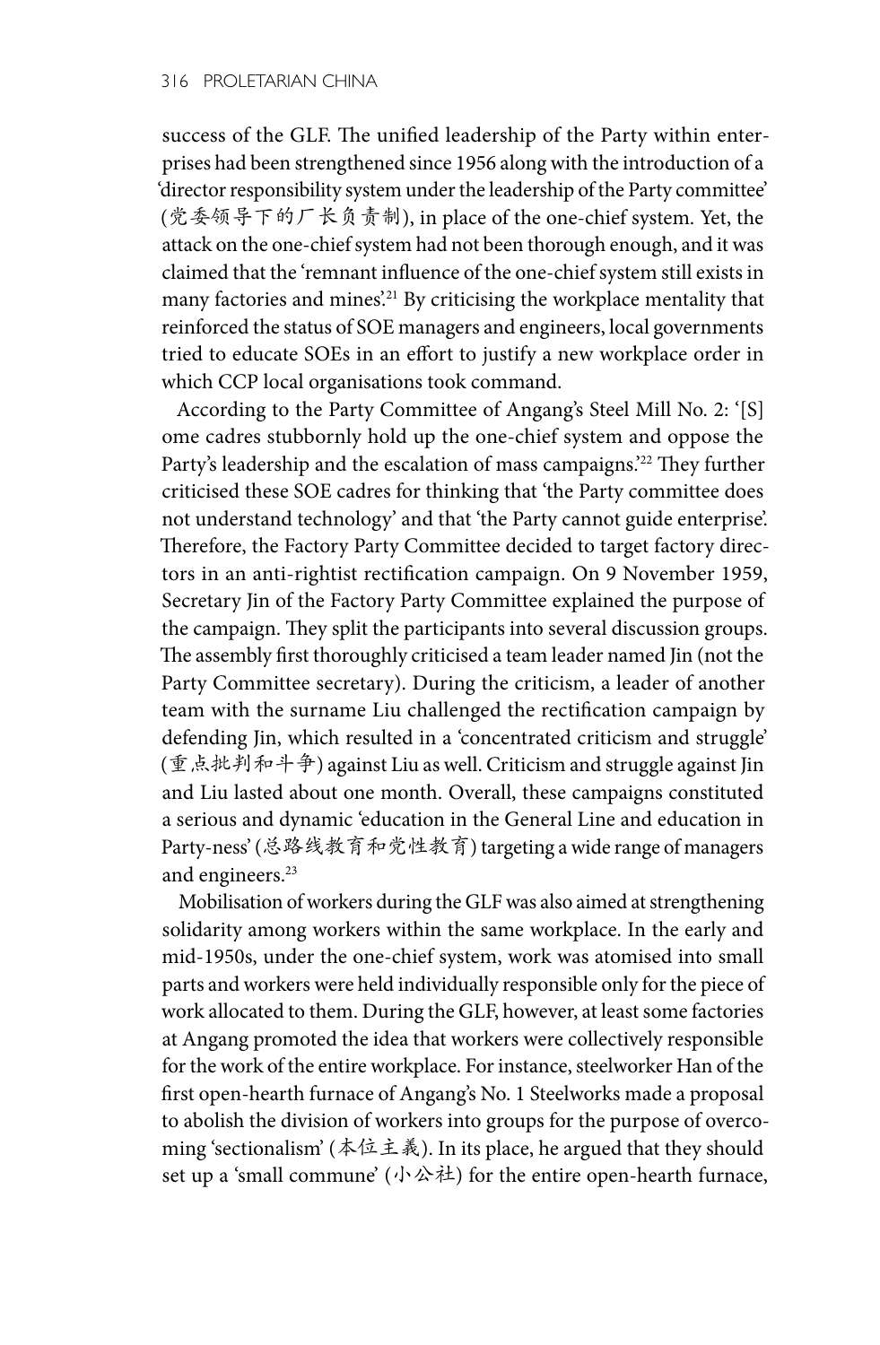success of the GLF. The unified leadership of the Party within enterprises had been strengthened since 1956 along with the introduction of a 'director responsibility system under the leadership of the Party committee' (党委领导下的厂长负责制), in place of the one-chief system. Yet, the attack on the one-chief system had not been thorough enough, and it was claimed that the 'remnant influence of the one-chief system still exists in many factories and mines'.[21] By criticising the workplace mentality that reinforced the status of SOE managers and engineers, local governments tried to educate SOEs in an effort to justify a new workplace order in which CCP local organisations took command.

According to the Party Committee of Angang's Steel Mill No. 2: '[S]ome cadres stubbornly hold up the one-chief system and oppose the Party's leadership and the escalation of mass campaigns.'[22] They further criticised these SOE cadres for thinking that 'the Party committee does not understand technology' and that 'the Party cannot guide enterprise'. Therefore, the Factory Party Committee decided to target factory directors in an anti-rightist rectification campaign. On 9 November 1959, Secretary Jin of the Factory Party Committee explained the purpose of the campaign. They split the participants into several discussion groups. The assembly first thoroughly criticised a team leader named Jin (not the Party Committee secretary). During the criticism, a leader of another team with the surname Liu challenged the rectification campaign by defending Jin, which resulted in a 'concentrated criticism and struggle' (重点批判和斗争) against Liu as well. Criticism and struggle against Jin and Liu lasted about one month. Overall, these campaigns constituted a serious and dynamic 'education in the General Line and education in Party-ness' (总路线教育和党性教育) targeting a wide range of managers and engineers.[23]

Mobilisation of workers during the GLF was also aimed at strengthening solidarity among workers within the same workplace. In the early and mid-1950s, under the one-chief system, work was atomised into small parts and workers were held individually responsible only for the piece of work allocated to them. During the GLF, however, at least some factories at Angang promoted the idea that workers were collectively responsible for the work of the entire workplace. For instance, steelworker Han of the first open-hearth furnace of Angang's No. 1 Steelworks made a proposal to abolish the division of workers into groups for the purpose of overcoming 'sectionalism' (本位主義). In its place, he argued that they should set up a 'small commune' (小公社) for the entire open-hearth furnace,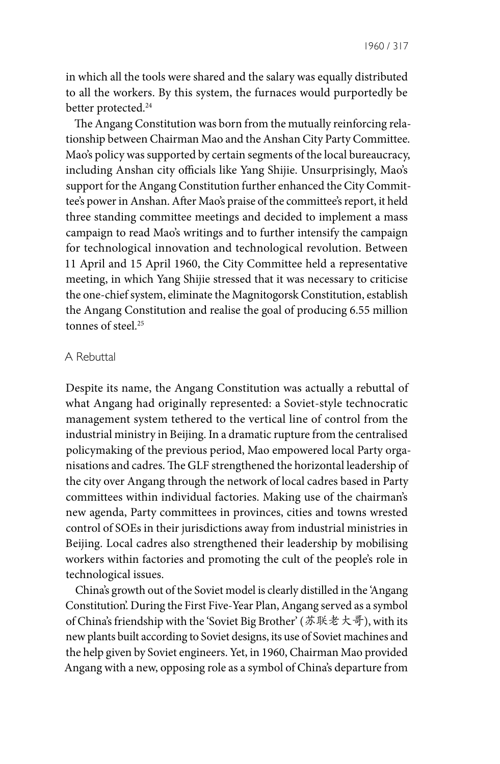in which all the tools were shared and the salary was equally distributed to all the workers. By this system, the furnaces would purportedly be better protected.[24]

The Angang Constitution was born from the mutually reinforcing relationship between Chairman Mao and the Anshan City Party Committee. Mao's policy was supported by certain segments of the local bureaucracy, including Anshan city officials like Yang Shijie. Unsurprisingly, Mao's support for the Angang Constitution further enhanced the City Committee's power in Anshan. After Mao's praise of the committee's report, it held three standing committee meetings and decided to implement a mass campaign to read Mao's writings and to further intensify the campaign for technological innovation and technological revolution. Between 11 April and 15 April 1960, the City Committee held a representative meeting, in which Yang Shijie stressed that it was necessary to criticise the one-chief system, eliminate the Magnitogorsk Constitution, establish the Angang Constitution and realise the goal of producing 6.55 million tonnes of steel.[25]

## A Rebuttal

Despite its name, the Angang Constitution was actually a rebuttal of what Angang had originally represented: a Soviet-style technocratic management system tethered to the vertical line of control from the industrial ministry in Beijing. In a dramatic rupture from the centralised policymaking of the previous period, Mao empowered local Party organisations and cadres. The GLF strengthened the horizontal leadership of the city over Angang through the network of local cadres based in Party committees within individual factories. Making use of the chairman's new agenda, Party committees in provinces, cities and towns wrested control of SOEs in their jurisdictions away from industrial ministries in Beijing. Local cadres also strengthened their leadership by mobilising workers within factories and promoting the cult of the people's role in technological issues.

China's growth out of the Soviet model is clearly distilled in the 'Angang Constitution'. During the First Five-Year Plan, Angang served as a symbol of China's friendship with the 'Soviet Big Brother' (苏联老大哥), with its new plants built according to Soviet designs, its use of Soviet machines and the help given by Soviet engineers. Yet, in 1960, Chairman Mao provided Angang with a new, opposing role as a symbol of China's departure from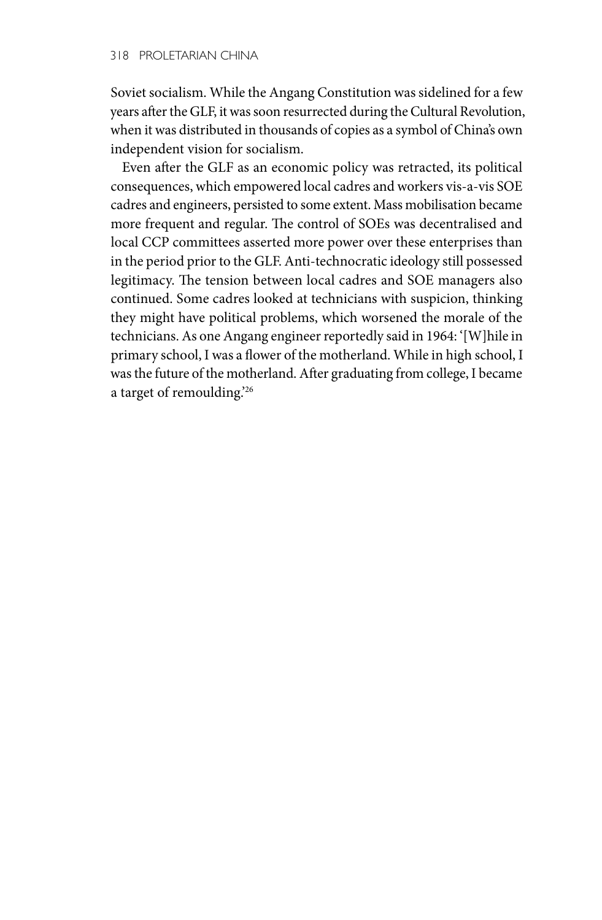Soviet socialism. While the Angang Constitution was sidelined for a few years after the GLF, it was soon resurrected during the Cultural Revolution, when it was distributed in thousands of copies as a symbol of China's own independent vision for socialism.

Even after the GLF as an economic policy was retracted, its political consequences, which empowered local cadres and workers vis-a-vis SOE cadres and engineers, persisted to some extent. Mass mobilisation became more frequent and regular. The control of SOEs was decentralised and local CCP committees asserted more power over these enterprises than in the period prior to the GLF. Anti-technocratic ideology still possessed legitimacy. The tension between local cadres and SOE managers also continued. Some cadres looked at technicians with suspicion, thinking they might have political problems, which worsened the morale of the technicians. As one Angang engineer reportedly said in 1964: '[W]hile in primary school, I was a flower of the motherland. While in high school, I was the future of the motherland. After graduating from college, I became a target of remoulding.'[26]